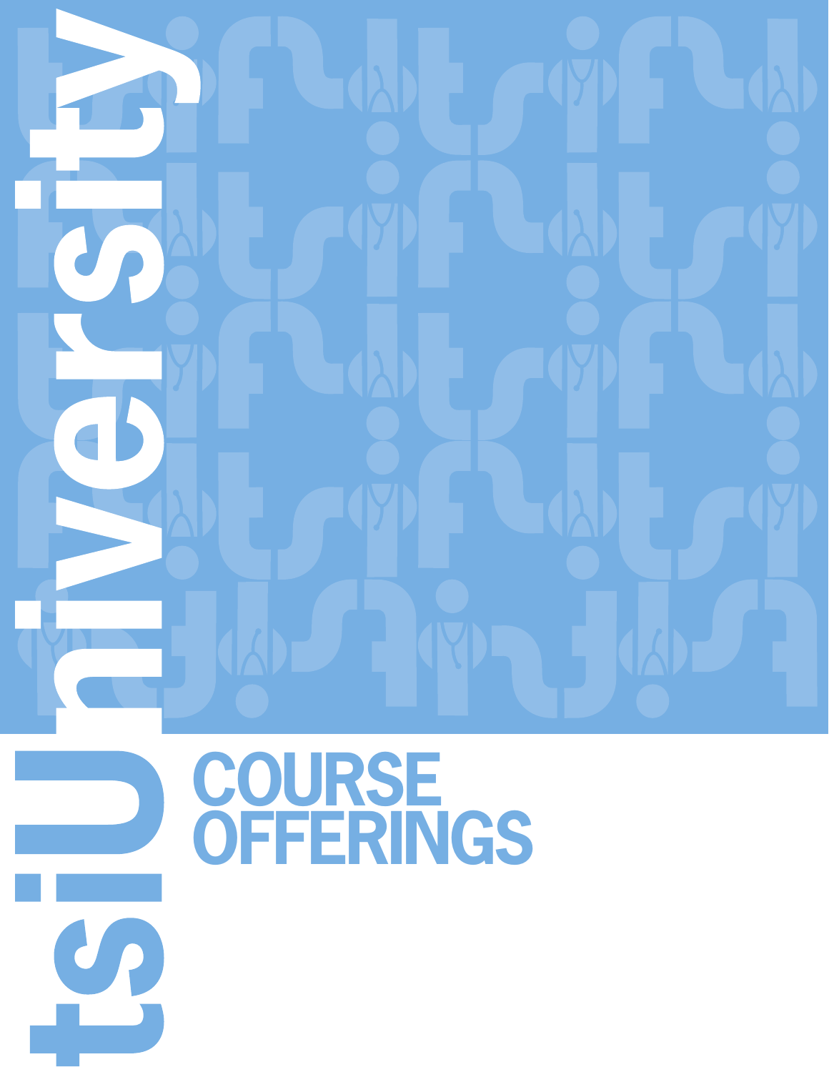# tsiUniversity

## COURSE OFFERINGS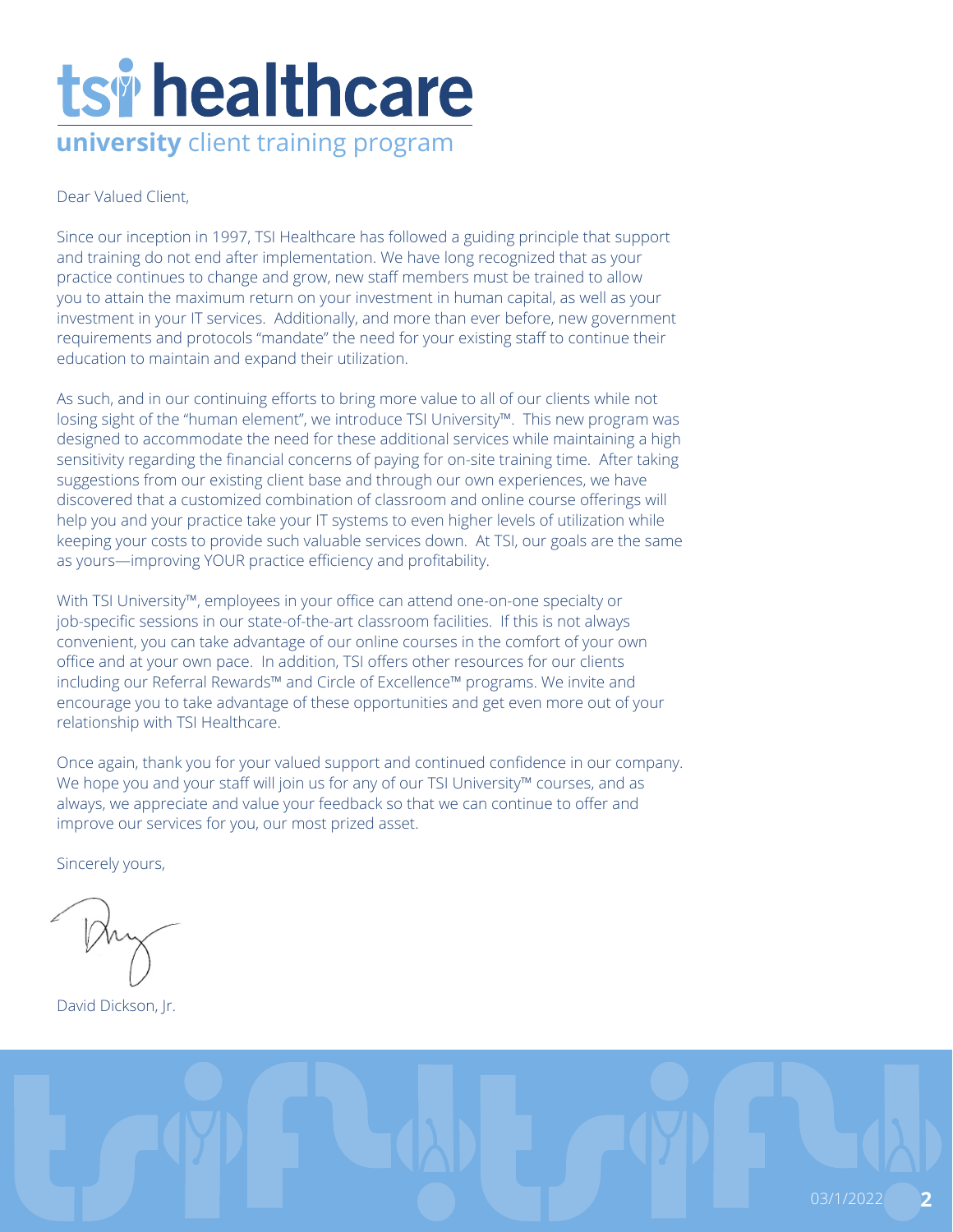# tsi healthcare

## **university** client training program

Dear Valued Client,

Since our inception in 1997, TSI Healthcare has followed a guiding principle that support and training do not end after implementation. We have long recognized that as your practice continues to change and grow, new staff members must be trained to allow you to attain the maximum return on your investment in human capital, as well as your investment in your IT services. Additionally, and more than ever before, new government requirements and protocols "mandate" the need for your existing staff to continue their education to maintain and expand their utilization.

As such, and in our continuing efforts to bring more value to all of our clients while not losing sight of the "human element", we introduce TSI University™. This new program was designed to accommodate the need for these additional services while maintaining a high sensitivity regarding the financial concerns of paying for on-site training time. After taking suggestions from our existing client base and through our own experiences, we have discovered that a customized combination of classroom and online course offerings will help you and your practice take your IT systems to even higher levels of utilization while keeping your costs to provide such valuable services down. At TSI, our goals are the same as yours—improving YOUR practice efficiency and profitability.

With TSI University™, employees in your office can attend one-on-one specialty or job-specific sessions in our state-of-the-art classroom facilities. If this is not always convenient, you can take advantage of our online courses in the comfort of your own office and at your own pace. In addition, TSI offers other resources for our clients including our Referral Rewards™ and Circle of Excellence™ programs. We invite and encourage you to take advantage of these opportunities and get even more out of your relationship with TSI Healthcare.

Once again, thank you for your valued support and continued confidence in our company. We hope you and your staff will join us for any of our TSI University™ courses, and as always, we appreciate and value your feedback so that we can continue to offer and improve our services for you, our most prized asset.

Sincerely yours,

David Dickson, Jr.

03/1/2022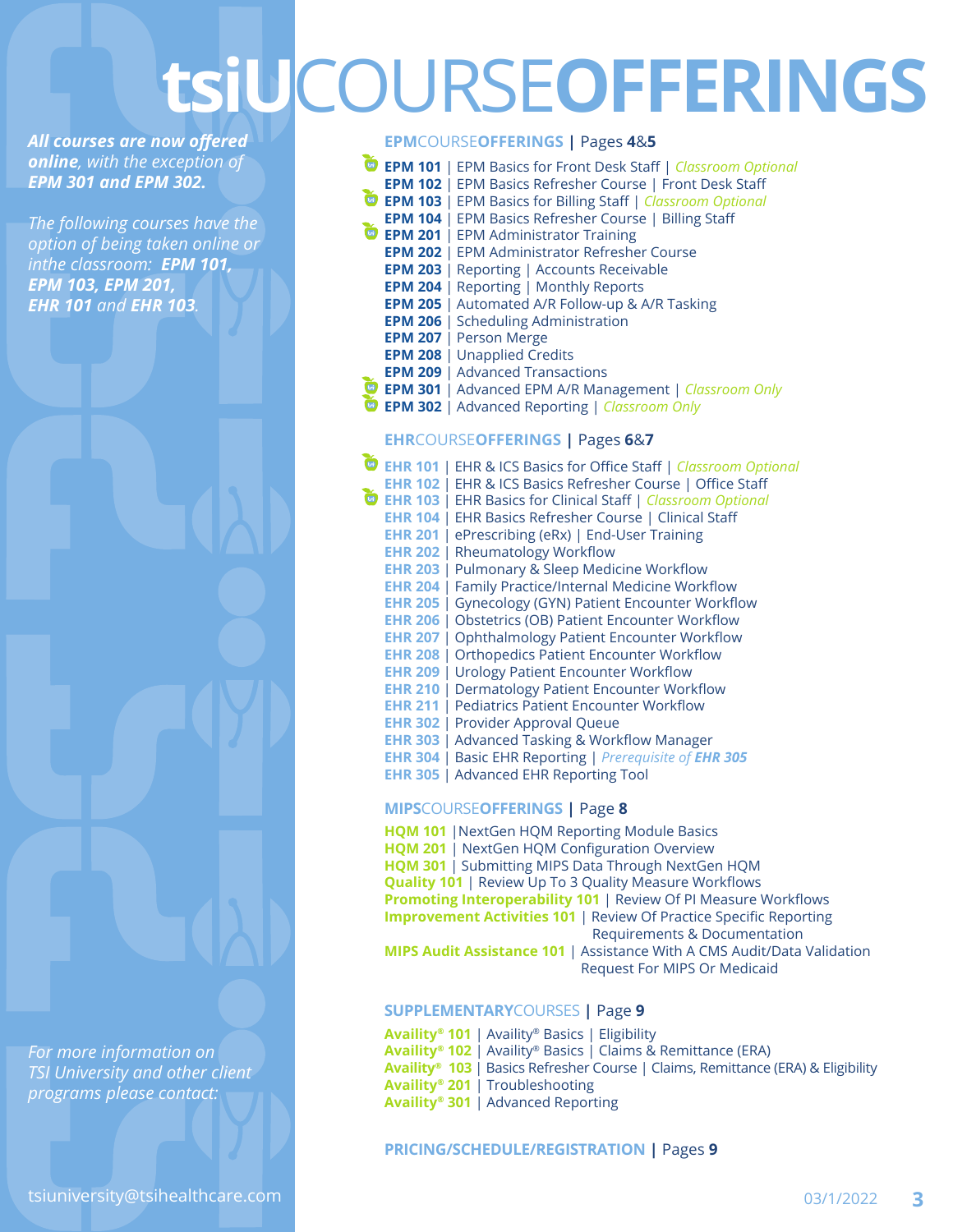# tsiUCOURSEOFFERINGS

***All courses are now offered online**, with the exception of **EPM 301 and EPM 302.***

*The following courses have the option of being taken online or inthe classroom: **EPM 101, EPM 103, EPM 201, EHR 101** and **EHR 103**.*

*For more information on TSI University and other client programs please contact:*

tsiuniversity@tsihealthcare.com

## EPMCOURSEOFFERINGS | Pages 4&5

- **EPM 101** | EPM Basics for Front Desk Staff | *Classroom Optional*
- **EPM 102** | EPM Basics Refresher Course | Front Desk Staff
- **EPM 103** | EPM Basics for Billing Staff | *Classroom Optional*
- **EPM 104** | EPM Basics Refresher Course | Billing Staff
- **EPM 201** | EPM Administrator Training
- **EPM 202** | EPM Administrator Refresher Course
- **EPM 203** | Reporting | Accounts Receivable
- **EPM 204** | Reporting | Monthly Reports
- **EPM 205** | Automated A/R Follow-up & A/R Tasking
- **EPM 206** | Scheduling Administration
- **EPM 207** | Person Merge
- **EPM 208** | Unapplied Credits
- **EPM 209** | Advanced Transactions
- **EPM 301** | Advanced EPM A/R Management | *Classroom Only*
- **EPM 302** | Advanced Reporting | *Classroom Only*

## EHRCOURSEOFFERINGS | Pages 6&7

- **EHR 101** | EHR & ICS Basics for Office Staff | *Classroom Optional*
- **EHR 102** | EHR & ICS Basics Refresher Course | Office Staff
- **EHR 103** | EHR Basics for Clinical Staff | *Classroom Optional*
- **EHR 104** | EHR Basics Refresher Course | Clinical Staff
- **EHR 201** | ePrescribing (eRx) | End-User Training
- **EHR 202** | Rheumatology Workflow
- **EHR 203** | Pulmonary & Sleep Medicine Workflow
- **EHR 204** | Family Practice/Internal Medicine Workflow
- **EHR 205** | Gynecology (GYN) Patient Encounter Workflow
- **EHR 206** | Obstetrics (OB) Patient Encounter Workflow
- **EHR 207** | Ophthalmology Patient Encounter Workflow
- **EHR 208** | Orthopedics Patient Encounter Workflow
- **EHR 209** | Urology Patient Encounter Workflow
- **EHR 210** | Dermatology Patient Encounter Workflow
- **EHR 211** | Pediatrics Patient Encounter Workflow
- **EHR 302** | Provider Approval Queue
- **EHR 303** | Advanced Tasking & Workflow Manager
- **EHR 304** | Basic EHR Reporting | *Prerequisite of **EHR 305***
- **EHR 305** | Advanced EHR Reporting Tool

## MIPSCOURSEOFFERINGS | Page 8

- **HQM 101** |NextGen HQM Reporting Module Basics
- **HQM 201** | NextGen HQM Configuration Overview
- **HQM 301** | Submitting MIPS Data Through NextGen HQM
- **Quality 101** | Review Up To 3 Quality Measure Workflows
- **Promoting Interoperability 101** | Review Of PI Measure Workflows
- **Improvement Activities 101** | Review Of Practice Specific Reporting Requirements & Documentation
- **MIPS Audit Assistance 101** | Assistance With A CMS Audit/Data Validation Request For MIPS Or Medicaid

## SUPPLEMENTARYCOURSES | Page 9

- **Availity® 101** | Availity® Basics | Eligibility
- **Availity® 102** | Availity® Basics | Claims & Remittance (ERA)
- **Availity® 103** | Basics Refresher Course | Claims, Remittance (ERA) & Eligibility
- **Availity® 201** | Troubleshooting
- **Availity® 301** | Advanced Reporting

## PRICING/SCHEDULE/REGISTRATION | Pages 9

03/1/2022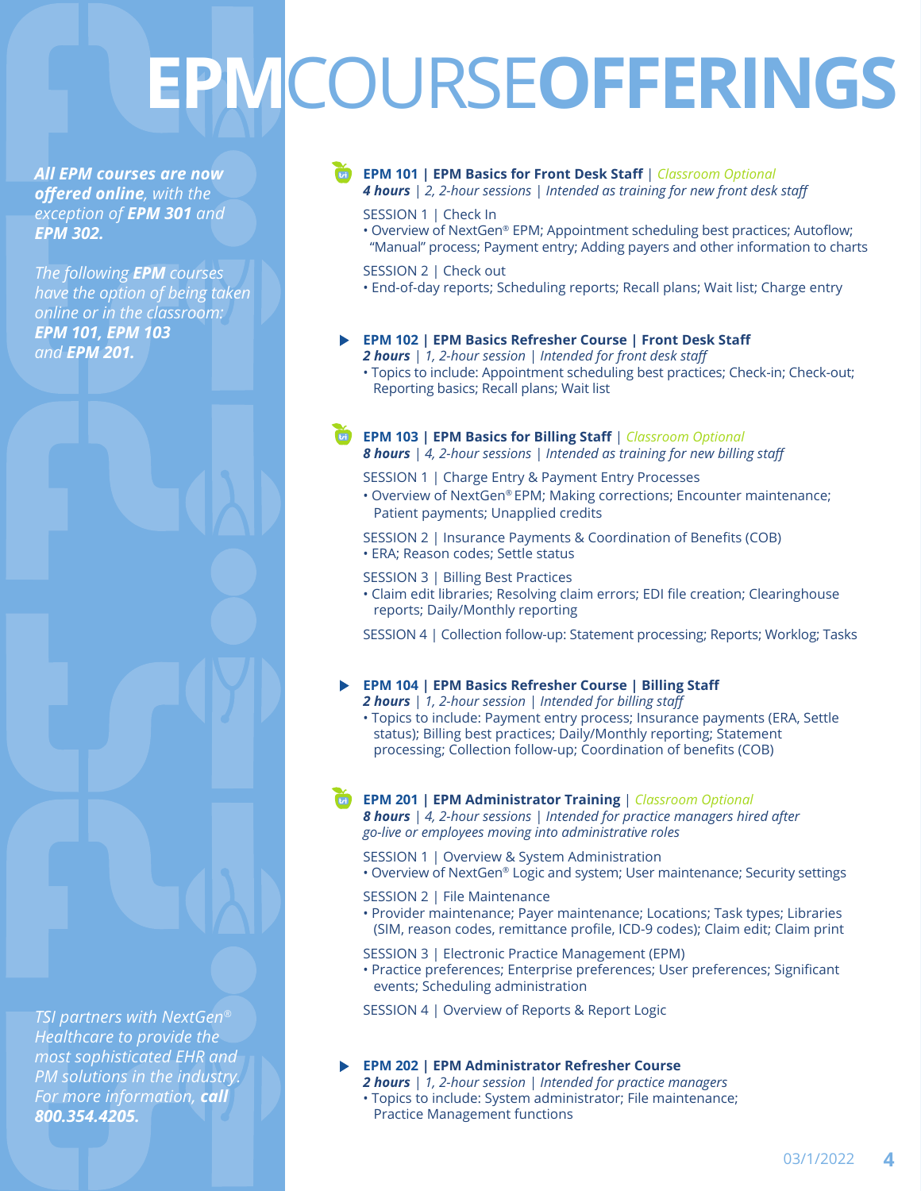# EPM COURSE OFFERINGS

***All EPM courses are now offered online**, with the exception of **EPM 301** and **EPM 302**.*

*The following **EPM** courses have the option of being taken online or in the classroom: **EPM 101, EPM 103** and **EPM 201**.*

### EPM 101 | EPM Basics for Front Desk Staff | *Classroom Optional*

***4 hours** | 2, 2-hour sessions | Intended as training for new front desk staff*

SESSION 1 | Check In

- Overview of NextGen® EPM; Appointment scheduling best practices; Autoflow; "Manual" process; Payment entry; Adding payers and other information to charts

SESSION 2 | Check out

- End-of-day reports; Scheduling reports; Recall plans; Wait list; Charge entry

### EPM 102 | EPM Basics Refresher Course | Front Desk Staff

***2 hours** | 1, 2-hour session | Intended for front desk staff*

- Topics to include: Appointment scheduling best practices; Check-in; Check-out; Reporting basics; Recall plans; Wait list

### EPM 103 | EPM Basics for Billing Staff | *Classroom Optional*

***8 hours** | 4, 2-hour sessions | Intended as training for new billing staff*

SESSION 1 | Charge Entry & Payment Entry Processes

- Overview of NextGen® EPM; Making corrections; Encounter maintenance; Patient payments; Unapplied credits

SESSION 2 | Insurance Payments & Coordination of Benefits (COB)

- ERA; Reason codes; Settle status

SESSION 3 | Billing Best Practices

- Claim edit libraries; Resolving claim errors; EDI file creation; Clearinghouse reports; Daily/Monthly reporting

SESSION 4 | Collection follow-up: Statement processing; Reports; Worklog; Tasks

### EPM 104 | EPM Basics Refresher Course | Billing Staff

***2 hours** | 1, 2-hour session | Intended for billing staff*

- Topics to include: Payment entry process; Insurance payments (ERA, Settle status); Billing best practices; Daily/Monthly reporting; Statement processing; Collection follow-up; Coordination of benefits (COB)

### EPM 201 | EPM Administrator Training | *Classroom Optional*

***8 hours** | 4, 2-hour sessions | Intended for practice managers hired after go-live or employees moving into administrative roles*

SESSION 1 | Overview & System Administration

- Overview of NextGen® Logic and system; User maintenance; Security settings

SESSION 2 | File Maintenance

- Provider maintenance; Payer maintenance; Locations; Task types; Libraries (SIM, reason codes, remittance profile, ICD-9 codes); Claim edit; Claim print

SESSION 3 | Electronic Practice Management (EPM)

- Practice preferences; Enterprise preferences; User preferences; Significant events; Scheduling administration

SESSION 4 | Overview of Reports & Report Logic

### EPM 202 | EPM Administrator Refresher Course

***2 hours** | 1, 2-hour session | Intended for practice managers*

- Topics to include: System administrator; File maintenance; Practice Management functions

*TSI partners with NextGen® Healthcare to provide the most sophisticated EHR and PM solutions in the industry. For more information, **call 800.354.4205.***

03/1/2022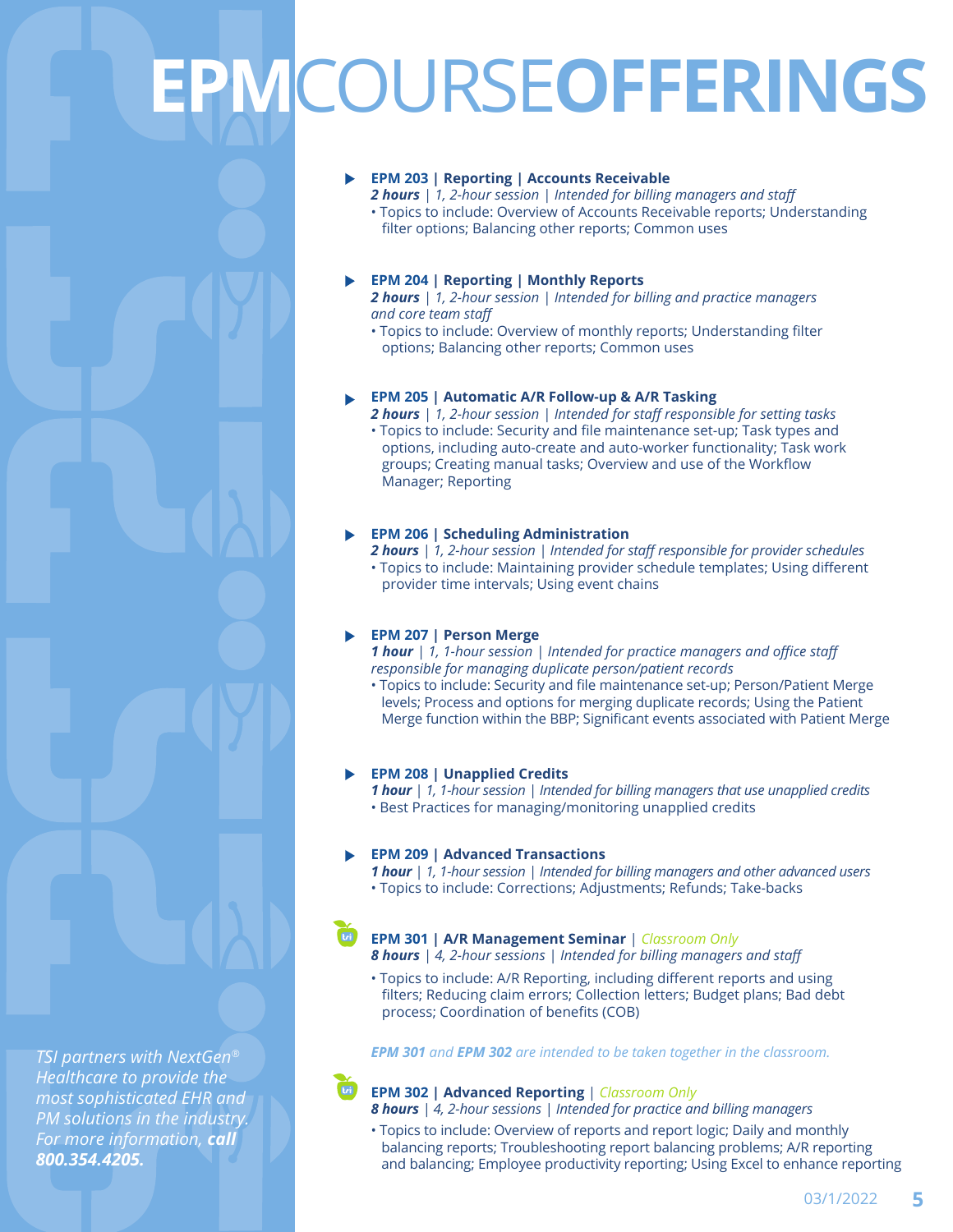# EPMCOURSE**OFFERINGS**

**EPM 203 | Reporting | Accounts Receivable**
***2 hours*** *| 1, 2-hour session | Intended for billing managers and staff*
- Topics to include: Overview of Accounts Receivable reports; Understanding filter options; Balancing other reports; Common uses

**EPM 204 | Reporting | Monthly Reports**
***2 hours*** *| 1, 2-hour session | Intended for billing and practice managers and core team staff*
- Topics to include: Overview of monthly reports; Understanding filter options; Balancing other reports; Common uses

**EPM 205 | Automatic A/R Follow-up & A/R Tasking**
***2 hours*** *| 1, 2-hour session | Intended for staff responsible for setting tasks*
- Topics to include: Security and file maintenance set-up; Task types and options, including auto-create and auto-worker functionality; Task work groups; Creating manual tasks; Overview and use of the Workflow Manager; Reporting

**EPM 206 | Scheduling Administration**
***2 hours*** *| 1, 2-hour session | Intended for staff responsible for provider schedules*
- Topics to include: Maintaining provider schedule templates; Using different provider time intervals; Using event chains

**EPM 207 | Person Merge**
***1 hour*** *| 1, 1-hour session | Intended for practice managers and office staff responsible for managing duplicate person/patient records*
- Topics to include: Security and file maintenance set-up; Person/Patient Merge levels; Process and options for merging duplicate records; Using the Patient Merge function within the BBP; Significant events associated with Patient Merge

**EPM 208 | Unapplied Credits**
***1 hour*** *| 1, 1-hour session | Intended for billing managers that use unapplied credits*
- Best Practices for managing/monitoring unapplied credits

**EPM 209 | Advanced Transactions**
***1 hour*** *| 1, 1-hour session | Intended for billing managers and other advanced users*
- Topics to include: Corrections; Adjustments; Refunds; Take-backs

**EPM 301 | A/R Management Seminar** | *Classroom Only*
***8 hours*** *| 4, 2-hour sessions | Intended for billing managers and staff*
- Topics to include: A/R Reporting, including different reports and using filters; Reducing claim errors; Collection letters; Budget plans; Bad debt process; Coordination of benefits (COB)

***EPM 301*** *and* ***EPM 302*** *are intended to be taken together in the classroom.*

**EPM 302 | Advanced Reporting** | *Classroom Only*
***8 hours*** *| 4, 2-hour sessions | Intended for practice and billing managers*
- Topics to include: Overview of reports and report logic; Daily and monthly balancing reports; Troubleshooting report balancing problems; A/R reporting and balancing; Employee productivity reporting; Using Excel to enhance reporting

*TSI partners with NextGen® Healthcare to provide the most sophisticated EHR and PM solutions in the industry. For more information,* ***call 800.354.4205.***

03/1/2022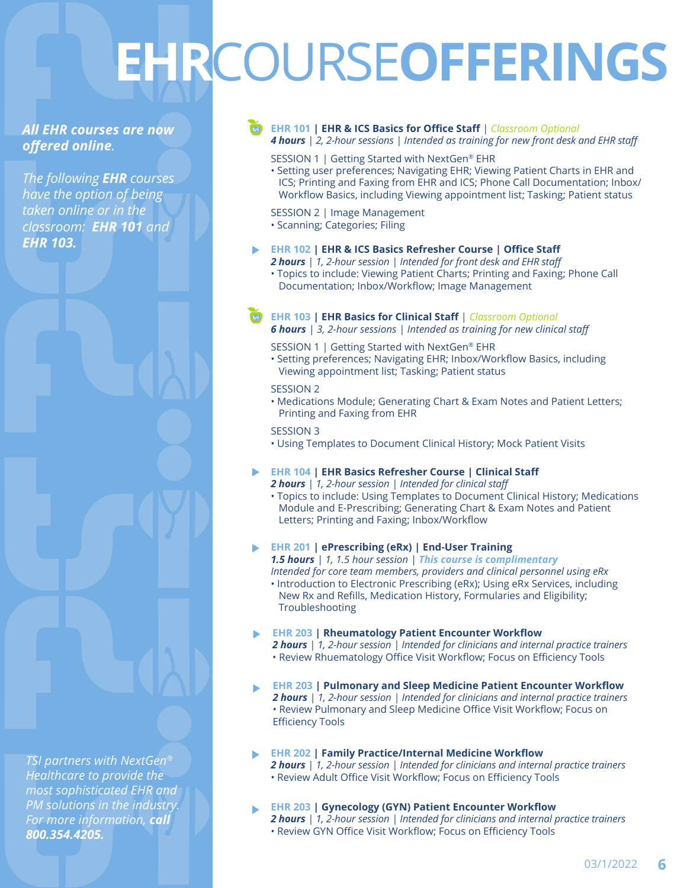# EHR COURSE OFFERINGS

***All EHR courses are now offered online.***

*The following **EHR** courses have the option of being taken online or in the classroom: **EHR 101** and **EHR 103.***

### EHR 101 | EHR & ICS Basics for Office Staff | *Classroom Optional*

***4 hours** | 2, 2-hour sessions | Intended as training for new front desk and EHR staff*

SESSION 1 | Getting Started with NextGen® EHR

- Setting user preferences; Navigating EHR; Viewing Patient Charts in EHR and ICS; Printing and Faxing from EHR and ICS; Phone Call Documentation; Inbox/Workflow Basics, including Viewing appointment list; Tasking; Patient status

SESSION 2 | Image Management

- Scanning; Categories; Filing

### EHR 102 | EHR & ICS Basics Refresher Course | Office Staff

***2 hours** | 1, 2-hour session | Intended for front desk and EHR staff*

- Topics to include: Viewing Patient Charts; Printing and Faxing; Phone Call Documentation; Inbox/Workflow; Image Management

### EHR 103 | EHR Basics for Clinical Staff | *Classroom Optional*

***6 hours** | 3, 2-hour sessions | Intended as training for new clinical staff*

SESSION 1 | Getting Started with NextGen® EHR

- Setting preferences; Navigating EHR; Inbox/Workflow Basics, including Viewing appointment list; Tasking; Patient status

SESSION 2

- Medications Module; Generating Chart & Exam Notes and Patient Letters; Printing and Faxing from EHR

SESSION 3

- Using Templates to Document Clinical History; Mock Patient Visits

### EHR 104 | EHR Basics Refresher Course | Clinical Staff

***2 hours** | 1, 2-hour session | Intended for clinical staff*

- Topics to include: Using Templates to Document Clinical History; Medications Module and E-Prescribing; Generating Chart & Exam Notes and Patient Letters; Printing and Faxing; Inbox/Workflow

### EHR 201 | ePrescribing (eRx) | End-User Training

***1.5 hours** | 1, 1.5 hour session | **This course is complimentary***

*Intended for core team members, providers and clinical personnel using eRx*

- Introduction to Electronic Prescribing (eRx); Using eRx Services, including New Rx and Refills, Medication History, Formularies and Eligibility; Troubleshooting

### EHR 203 | Rheumatology Patient Encounter Workflow

***2 hours** | 1, 2-hour session | Intended for clinicians and internal practice trainers*

- Review Rhuematology Office Visit Workflow; Focus on Efficiency Tools

### EHR 203 | Pulmonary and Sleep Medicine Patient Encounter Workflow

***2 hours** | 1, 2-hour session | Intended for clinicians and internal practice trainers*

- Review Pulmonary and Sleep Medicine Office Visit Workflow; Focus on Efficiency Tools

### EHR 202 | Family Practice/Internal Medicine Workflow

***2 hours** | 1, 2-hour session | Intended for clinicians and internal practice trainers*

- Review Adult Office Visit Workflow; Focus on Efficiency Tools

### EHR 203 | Gynecology (GYN) Patient Encounter Workflow

***2 hours** | 1, 2-hour session | Intended for clinicians and internal practice trainers*

- Review GYN Office Visit Workflow; Focus on Efficiency Tools

*TSI partners with NextGen® Healthcare to provide the most sophisticated EHR and PM solutions in the industry. For more information, **call 800.354.4205.***

03/1/2022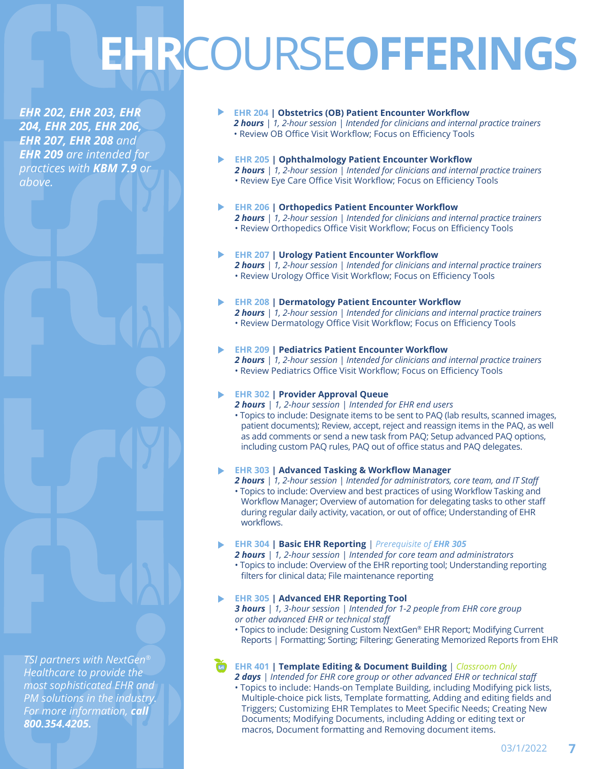# EHR COURSE OFFERINGS

***EHR 202, EHR 203, EHR 204, EHR 205, EHR 206, EHR 207, EHR 208** and **EHR 209** are intended for practices with **KBM 7.9** or above.*

**EHR 204 | Obstetrics (OB) Patient Encounter Workflow**
***2 hours** | 1, 2-hour session | Intended for clinicians and internal practice trainers*
- Review OB Office Visit Workflow; Focus on Efficiency Tools

**EHR 205 | Ophthalmology Patient Encounter Workflow**
***2 hours** | 1, 2-hour session | Intended for clinicians and internal practice trainers*
- Review Eye Care Office Visit Workflow; Focus on Efficiency Tools

**EHR 206 | Orthopedics Patient Encounter Workflow**
***2 hours** | 1, 2-hour session | Intended for clinicians and internal practice trainers*
- Review Orthopedics Office Visit Workflow; Focus on Efficiency Tools

**EHR 207 | Urology Patient Encounter Workflow**
***2 hours** | 1, 2-hour session | Intended for clinicians and internal practice trainers*
- Review Urology Office Visit Workflow; Focus on Efficiency Tools

**EHR 208 | Dermatology Patient Encounter Workflow**
***2 hours** | 1, 2-hour session | Intended for clinicians and internal practice trainers*
- Review Dermatology Office Visit Workflow; Focus on Efficiency Tools

**EHR 209 | Pediatrics Patient Encounter Workflow**
***2 hours** | 1, 2-hour session | Intended for clinicians and internal practice trainers*
- Review Pediatrics Office Visit Workflow; Focus on Efficiency Tools

**EHR 302 | Provider Approval Queue**
***2 hours** | 1, 2-hour session | Intended for EHR end users*
- Topics to include: Designate items to be sent to PAQ (lab results, scanned images, patient documents); Review, accept, reject and reassign items in the PAQ, as well as add comments or send a new task from PAQ; Setup advanced PAQ options, including custom PAQ rules, PAQ out of office status and PAQ delegates.

**EHR 303 | Advanced Tasking & Workflow Manager**
***2 hours** | 1, 2-hour session | Intended for administrators, core team, and IT Staff*
- Topics to include: Overview and best practices of using Workflow Tasking and Workflow Manager; Overview of automation for delegating tasks to other staff during regular daily activity, vacation, or out of office; Understanding of EHR workflows.

**EHR 304 | Basic EHR Reporting** | *Prerequisite of **EHR 305***
***2 hours** | 1, 2-hour session | Intended for core team and administrators*
- Topics to include: Overview of the EHR reporting tool; Understanding reporting filters for clinical data; File maintenance reporting

**EHR 305 | Advanced EHR Reporting Tool**
***3 hours** | 1, 3-hour session | Intended for 1-2 people from EHR core group or other advanced EHR or technical staff*
- Topics to include: Designing Custom NextGen® EHR Report; Modifying Current Reports | Formatting; Sorting; Filtering; Generating Memorized Reports from EHR

**EHR 401 | Template Editing & Document Building** | *Classroom Only*
***2 days** | Intended for EHR core group or other advanced EHR or technical staff*
- Topics to include: Hands-on Template Building, including Modifying pick lists, Multiple-choice pick lists, Template formatting, Adding and editing fields and Triggers; Customizing EHR Templates to Meet Specific Needs; Creating New Documents; Modifying Documents, including Adding or editing text or macros, Document formatting and Removing document items.

*TSI partners with NextGen® Healthcare to provide the most sophisticated EHR and PM solutions in the industry. For more information, **call 800.354.4205.***

03/1/2022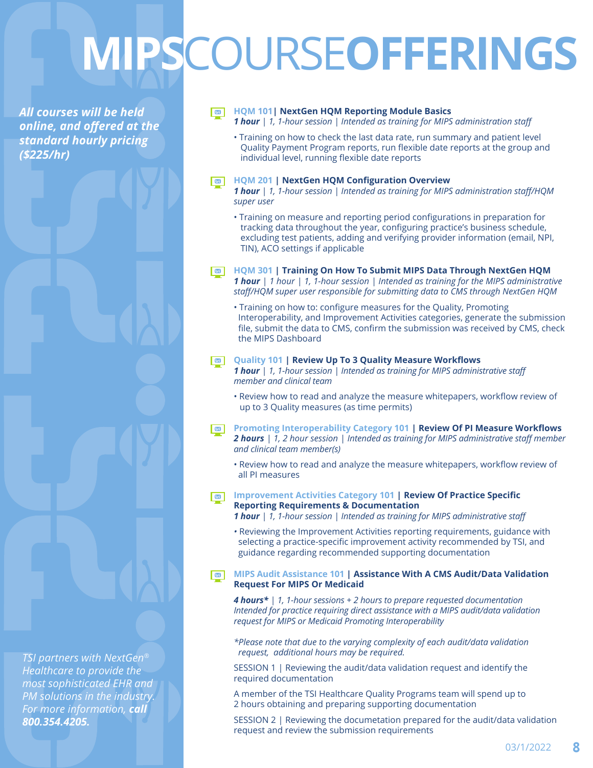# MIPS COURSE OFFERINGS

***All courses will be held online, and offered at the standard hourly pricing ($225/hr)***

**HQM 101 | NextGen HQM Reporting Module Basics**
***1 hour*** *| 1, 1-hour session | Intended as training for MIPS administration staff*

- Training on how to check the last data rate, run summary and patient level Quality Payment Program reports, run flexible date reports at the group and individual level, running flexible date reports

**HQM 201 | NextGen HQM Configuration Overview**
***1 hour*** *| 1, 1-hour session | Intended as training for MIPS administration staff/HQM super user*

- Training on measure and reporting period configurations in preparation for tracking data throughout the year, configuring practice's business schedule, excluding test patients, adding and verifying provider information (email, NPI, TIN), ACO settings if applicable

**HQM 301 | Training On How To Submit MIPS Data Through NextGen HQM**
***1 hour*** *| 1 hour | 1, 1-hour session | Intended as training for the MIPS administrative staff/HQM super user responsible for submitting data to CMS through NextGen HQM*

- Training on how to: configure measures for the Quality, Promoting Interoperability, and Improvement Activities categories, generate the submission file, submit the data to CMS, confirm the submission was received by CMS, check the MIPS Dashboard

**Quality 101 | Review Up To 3 Quality Measure Workflows**
***1 hour*** *| 1, 1-hour session | Intended as training for MIPS administrative staff member and clinical team*

- Review how to read and analyze the measure whitepapers, workflow review of up to 3 Quality measures (as time permits)

**Promoting Interoperability Category 101 | Review Of PI Measure Workflows**
***2 hours*** *| 1, 2 hour session | Intended as training for MIPS administrative staff member and clinical team member(s)*

- Review how to read and analyze the measure whitepapers, workflow review of all PI measures

**Improvement Activities Category 101 | Review Of Practice Specific Reporting Requirements & Documentation**
***1 hour*** *| 1, 1-hour session | Intended as training for MIPS administrative staff*

- Reviewing the Improvement Activities reporting requirements, guidance with selecting a practice-specific improvement activity recommended by TSI, and guidance regarding recommended supporting documentation

**MIPS Audit Assistance 101 | Assistance With A CMS Audit/Data Validation Request For MIPS Or Medicaid**

***4 hours**** *| 1, 1-hour sessions + 2 hours to prepare requested documentation Intended for practice requiring direct assistance with a MIPS audit/data validation request for MIPS or Medicaid Promoting Interoperability*

**Please note that due to the varying complexity of each audit/data validation request, additional hours may be required.*

SESSION 1 | Reviewing the audit/data validation request and identify the required documentation

A member of the TSI Healthcare Quality Programs team will spend up to 2 hours obtaining and preparing supporting documentation

SESSION 2 | Reviewing the documetation prepared for the audit/data validation request and review the submission requirements

*TSI partners with NextGen® Healthcare to provide the most sophisticated EHR and PM solutions in the industry. For more information,* ***call 800.354.4205.***

03/1/2022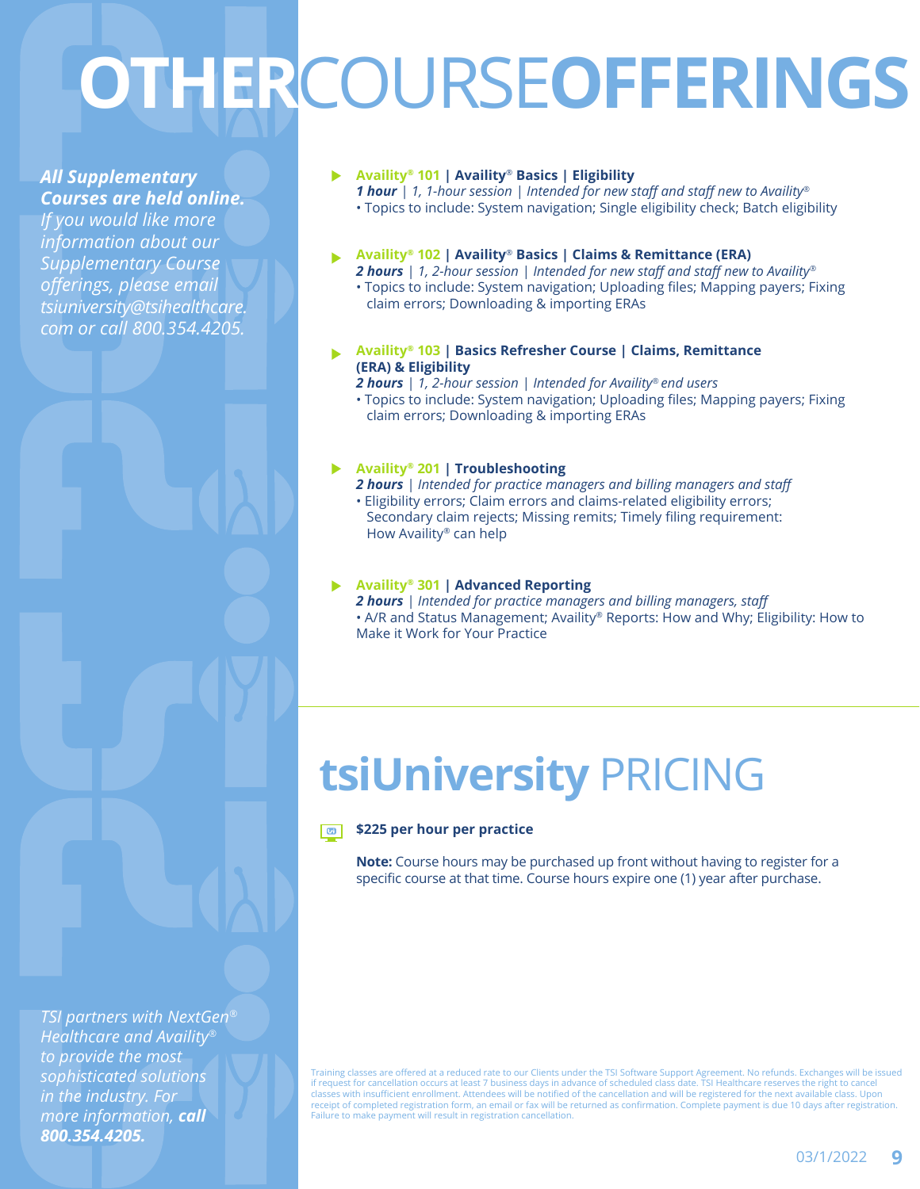# OTHER COURSE OFFERINGS

***All Supplementary Courses are held online.*** *If you would like more information about our Supplementary Course offerings, please email tsiuniversity@tsihealthcare.com or call 800.354.4205.*

- **Availity® 101 | Availity® Basics | Eligibility**
  ***1 hour*** | *1, 1-hour session* | *Intended for new staff and staff new to Availity®*
  • Topics to include: System navigation; Single eligibility check; Batch eligibility

- **Availity® 102 | Availity® Basics | Claims & Remittance (ERA)**
  ***2 hours*** | *1, 2-hour session* | *Intended for new staff and staff new to Availity®*
  • Topics to include: System navigation; Uploading files; Mapping payers; Fixing claim errors; Downloading & importing ERAs

- **Availity® 103 | Basics Refresher Course | Claims, Remittance (ERA) & Eligibility**
  ***2 hours*** | *1, 2-hour session* | *Intended for Availity® end users*
  • Topics to include: System navigation; Uploading files; Mapping payers; Fixing claim errors; Downloading & importing ERAs

- **Availity® 201 | Troubleshooting**
  ***2 hours*** | *Intended for practice managers and billing managers and staff*
  • Eligibility errors; Claim errors and claims-related eligibility errors; Secondary claim rejects; Missing remits; Timely filing requirement: How Availity® can help

- **Availity® 301 | Advanced Reporting**
  ***2 hours*** | *Intended for practice managers and billing managers, staff*
  • A/R and Status Management; Availity® Reports: How and Why; Eligibility: How to Make it Work for Your Practice

# tsiUniversity PRICING

**$225 per hour per practice**

**Note:** Course hours may be purchased up front without having to register for a specific course at that time. Course hours expire one (1) year after purchase.

*TSI partners with NextGen® Healthcare and Availity® to provide the most sophisticated solutions in the industry. For more information,* ***call 800.354.4205.***

Training classes are offered at a reduced rate to our Clients under the TSI Software Support Agreement. No refunds. Exchanges will be issued if request for cancellation occurs at least 7 business days in advance of scheduled class date. TSI Healthcare reserves the right to cancel classes with insufficient enrollment. Attendees will be notified of the cancellation and will be registered for the next available class. Upon receipt of completed registration form, an email or fax will be returned as confirmation. Complete payment is due 10 days after registration. Failure to make payment will result in registration cancellation.

03/1/2022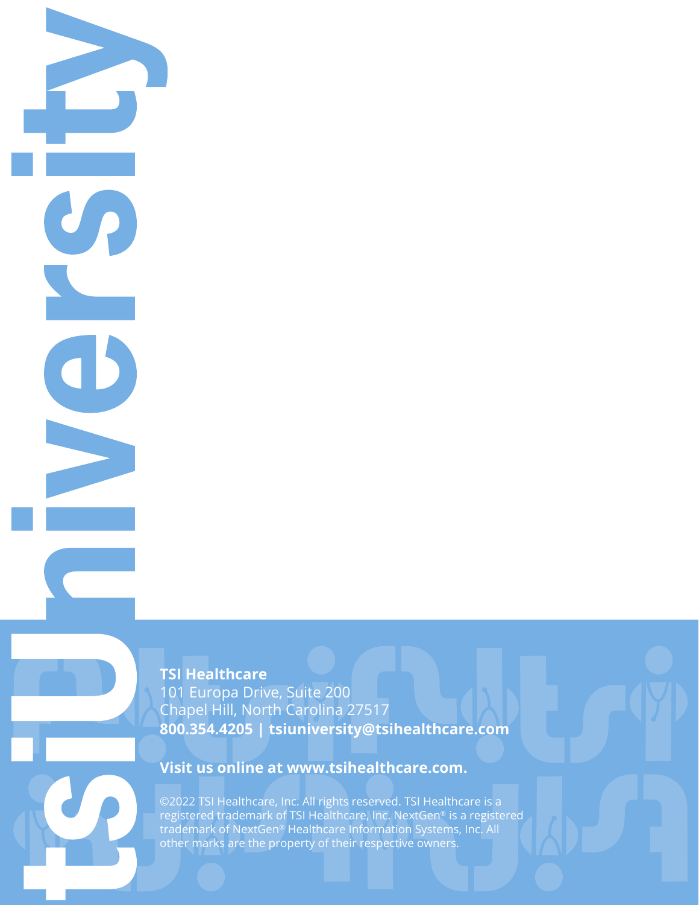tsiUniversity

**TSI Healthcare**
101 Europa Drive, Suite 200
Chapel Hill, North Carolina 27517
**800.354.4205 | tsiuniversity@tsihealthcare.com**

**Visit us online at www.tsihealthcare.com.**

©2022 TSI Healthcare, Inc. All rights reserved. TSI Healthcare is a registered trademark of TSI Healthcare, Inc. NextGen® is a registered trademark of NextGen® Healthcare Information Systems, Inc. All other marks are the property of their respective owners.